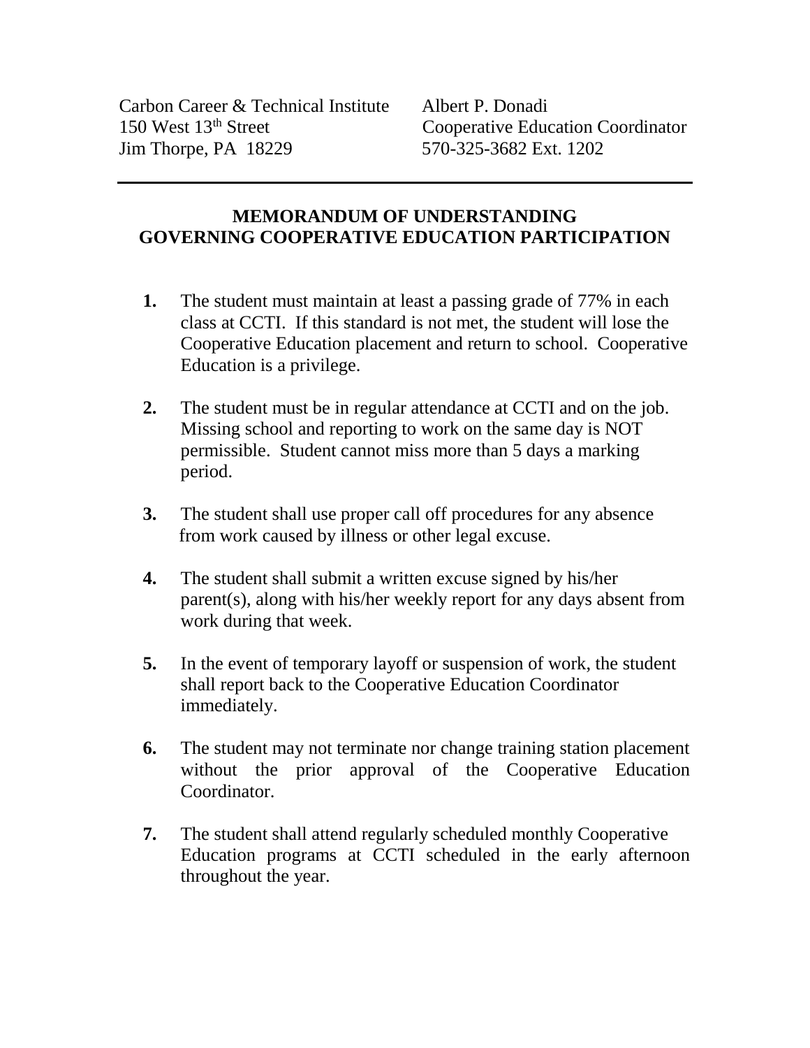Carbon Career & Technical Institute
150 West 13th Street
Jim Thorpe, PA 18229

Albert P. Donadi
Cooperative Education Coordinator
570-325-3682 Ext. 1202

---

## MEMORANDUM OF UNDERSTANDING
## GOVERNING COOPERATIVE EDUCATION PARTICIPATION

1. The student must maintain at least a passing grade of 77% in each class at CCTI. If this standard is not met, the student will lose the Cooperative Education placement and return to school. Cooperative Education is a privilege.

2. The student must be in regular attendance at CCTI and on the job. Missing school and reporting to work on the same day is NOT permissible. Student cannot miss more than 5 days a marking period.

3. The student shall use proper call off procedures for any absence from work caused by illness or other legal excuse.

4. The student shall submit a written excuse signed by his/her parent(s), along with his/her weekly report for any days absent from work during that week.

5. In the event of temporary layoff or suspension of work, the student shall report back to the Cooperative Education Coordinator immediately.

6. The student may not terminate nor change training station placement without the prior approval of the Cooperative Education Coordinator.

7. The student shall attend regularly scheduled monthly Cooperative Education programs at CCTI scheduled in the early afternoon throughout the year.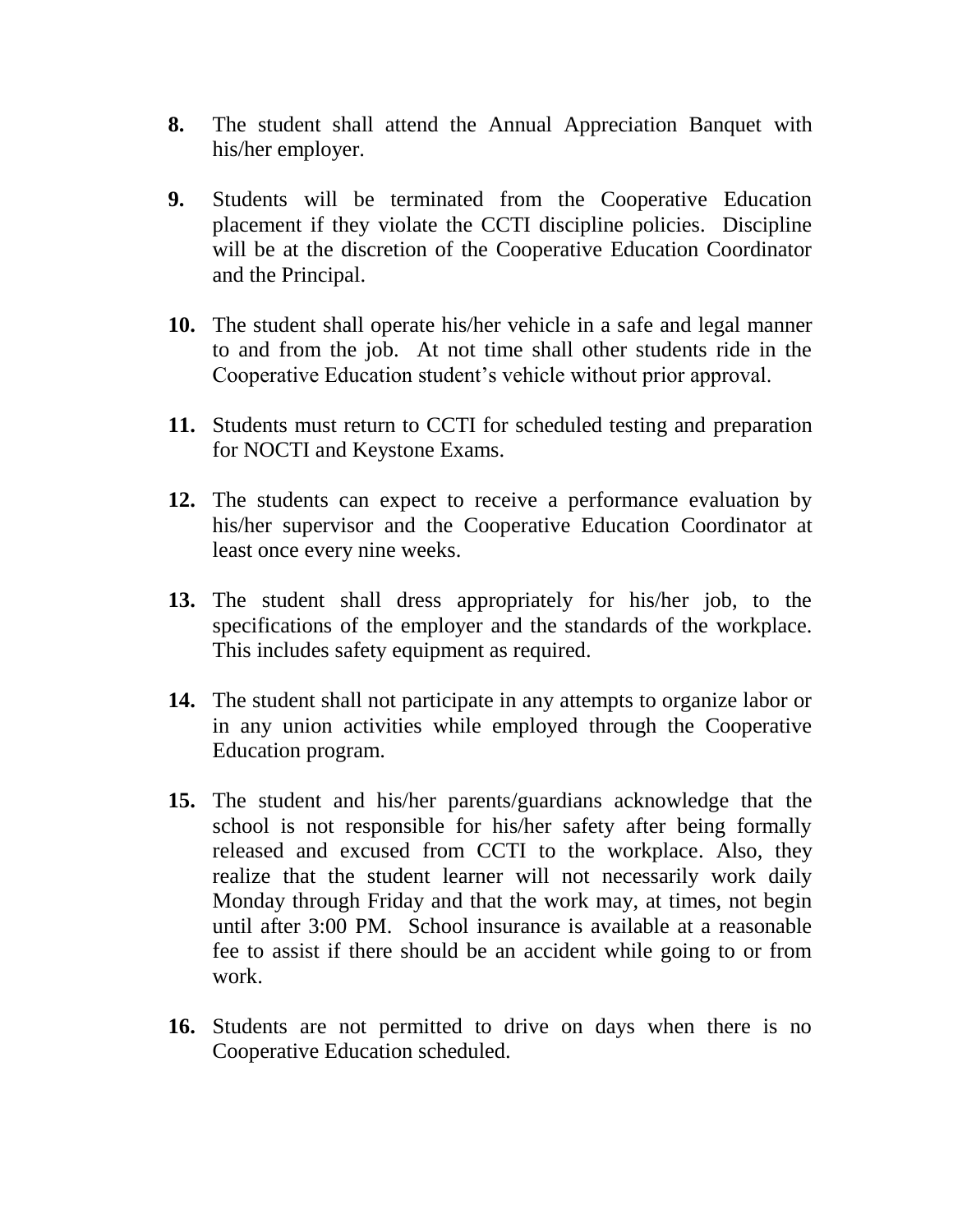8. The student shall attend the Annual Appreciation Banquet with his/her employer.

9. Students will be terminated from the Cooperative Education placement if they violate the CCTI discipline policies. Discipline will be at the discretion of the Cooperative Education Coordinator and the Principal.

10. The student shall operate his/her vehicle in a safe and legal manner to and from the job. At not time shall other students ride in the Cooperative Education student's vehicle without prior approval.

11. Students must return to CCTI for scheduled testing and preparation for NOCTI and Keystone Exams.

12. The students can expect to receive a performance evaluation by his/her supervisor and the Cooperative Education Coordinator at least once every nine weeks.

13. The student shall dress appropriately for his/her job, to the specifications of the employer and the standards of the workplace. This includes safety equipment as required.

14. The student shall not participate in any attempts to organize labor or in any union activities while employed through the Cooperative Education program.

15. The student and his/her parents/guardians acknowledge that the school is not responsible for his/her safety after being formally released and excused from CCTI to the workplace. Also, they realize that the student learner will not necessarily work daily Monday through Friday and that the work may, at times, not begin until after 3:00 PM. School insurance is available at a reasonable fee to assist if there should be an accident while going to or from work.

16. Students are not permitted to drive on days when there is no Cooperative Education scheduled.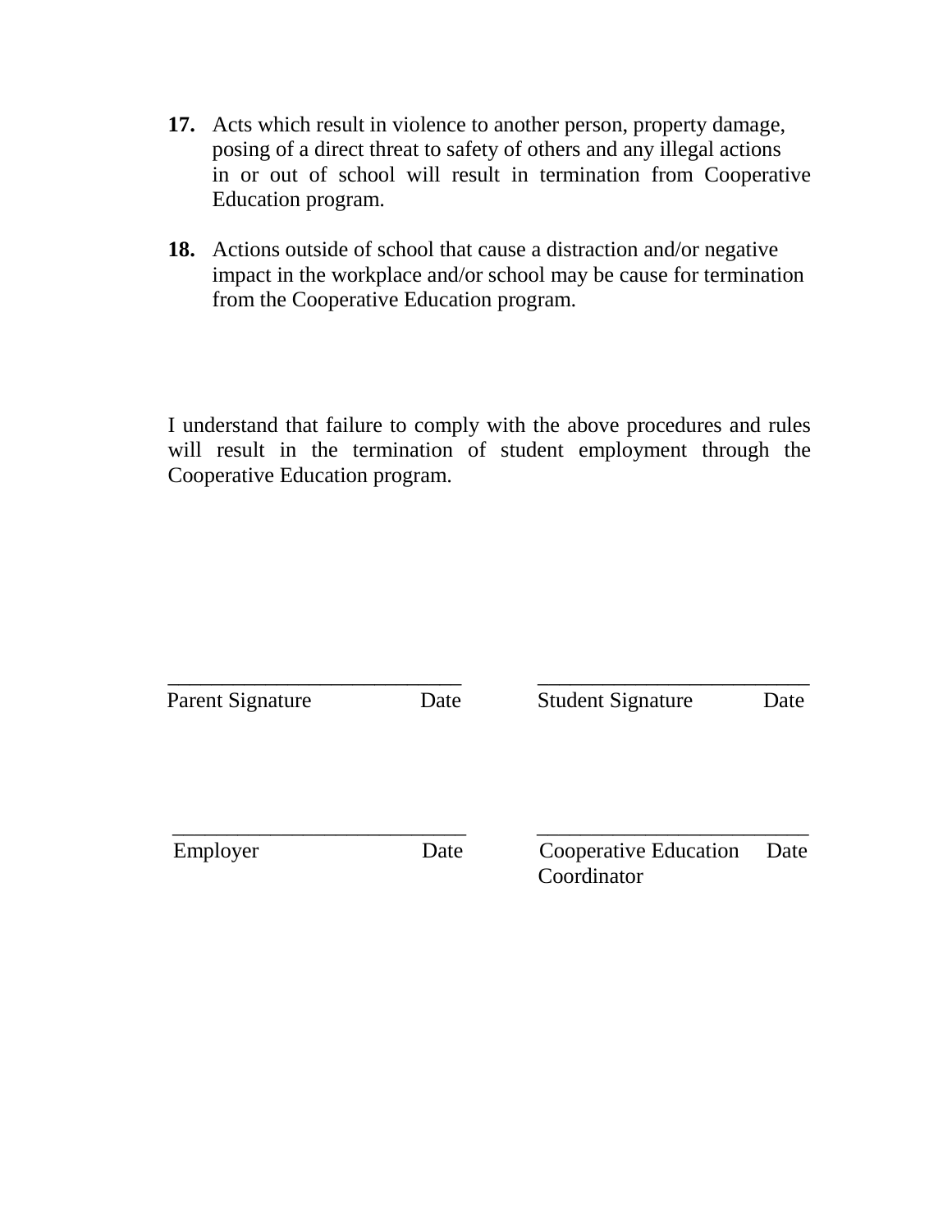**17.** Acts which result in violence to another person, property damage, posing of a direct threat to safety of others and any illegal actions in or out of school will result in termination from Cooperative Education program.

**18.** Actions outside of school that cause a distraction and/or negative impact in the workplace and/or school may be cause for termination from the Cooperative Education program.

I understand that failure to comply with the above procedures and rules will result in the termination of student employment through the Cooperative Education program.

| | |
|---|---|
| ___________________________ | ___________________________ |
| Parent Signature Date | Student Signature Date |
| ___________________________ | ___________________________ |
| Employer Date | Cooperative Education Coordinator Date |